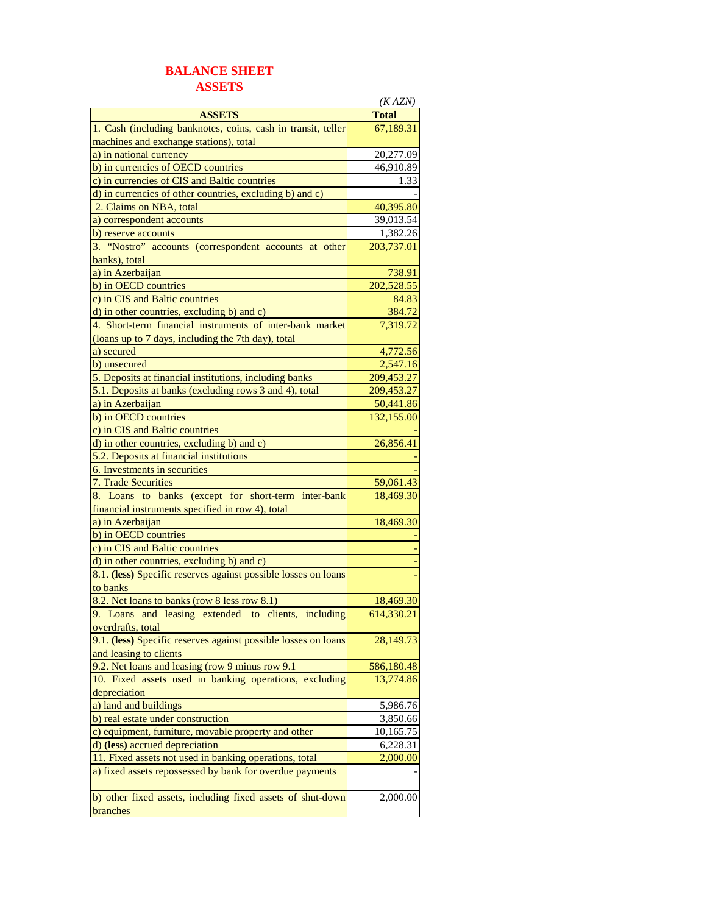# BALANCE SHEET
## ASSETS

*(K AZN)*

| ASSETS | Total |
|---|---|
| 1. Cash (including banknotes, coins, cash in transit, teller machines and exchange stations), total | 67,189.31 |
| a) in national currency | 20,277.09 |
| b) in currencies of OECD countries | 46,910.89 |
| c) in currencies of CIS and Baltic countries | 1.33 |
| d) in currencies of other countries, excluding b) and c) | - |
| 2. Claims on NBA, total | 40,395.80 |
| a) correspondent accounts | 39,013.54 |
| b) reserve accounts | 1,382.26 |
| 3. "Nostro" accounts (correspondent accounts at other banks), total | 203,737.01 |
| a) in Azerbaijan | 738.91 |
| b) in OECD countries | 202,528.55 |
| c) in CIS and Baltic countries | 84.83 |
| d) in other countries, excluding b) and c) | 384.72 |
| 4. Short-term financial instruments of inter-bank market (loans up to 7 days, including the 7th day), total | 7,319.72 |
| a) secured | 4,772.56 |
| b) unsecured | 2,547.16 |
| 5. Deposits at financial institutions, including banks | 209,453.27 |
| 5.1. Deposits at banks (excluding rows 3 and 4), total | 209,453.27 |
| a) in Azerbaijan | 50,441.86 |
| b) in OECD countries | 132,155.00 |
| c) in CIS and Baltic countries | - |
| d) in other countries, excluding b) and c) | 26,856.41 |
| 5.2. Deposits at financial institutions | - |
| 6. Investments in securities | - |
| 7. Trade Securities | 59,061.43 |
| 8. Loans to banks (except for short-term inter-bank financial instruments specified in row 4), total | 18,469.30 |
| a) in Azerbaijan | 18,469.30 |
| b) in OECD countries | - |
| c) in CIS and Baltic countries | - |
| d) in other countries, excluding b) and c) | - |
| 8.1. **(less)** Specific reserves against possible losses on loans to banks | - |
| 8.2. Net loans to banks (row 8 less row 8.1) | 18,469.30 |
| 9. Loans and leasing extended to clients, including overdrafts, total | 614,330.21 |
| 9.1. **(less)** Specific reserves against possible losses on loans and leasing to clients | 28,149.73 |
| 9.2. Net loans and leasing (row 9 minus row 9.1 | 586,180.48 |
| 10. Fixed assets used in banking operations, excluding depreciation | 13,774.86 |
| a) land and buildings | 5,986.76 |
| b) real estate under construction | 3,850.66 |
| c) equipment, furniture, movable property and other | 10,165.75 |
| d) **(less)** accrued depreciation | 6,228.31 |
| 11. Fixed assets not used in banking operations, total | 2,000.00 |
| a) fixed assets repossessed by bank for overdue payments | - |
| b) other fixed assets, including fixed assets of shut-down branches | 2,000.00 |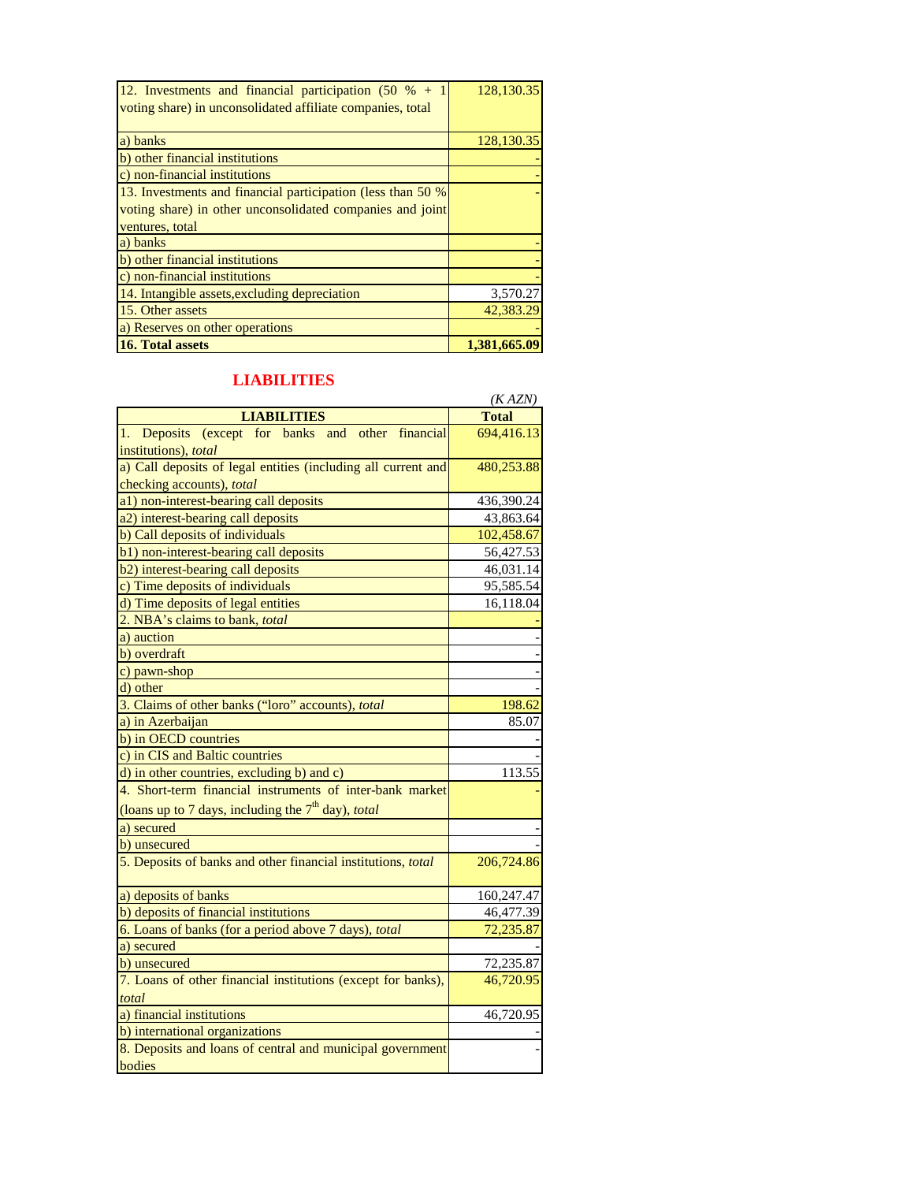| | |
|---|---|
| 12. Investments and financial participation (50 % + 1 voting share) in unconsolidated affiliate companies, total | 128,130.35 |
| a) banks | 128,130.35 |
| b) other financial institutions | - |
| c) non-financial institutions | - |
| 13. Investments and financial participation (less than 50 % voting share) in other unconsolidated companies and joint ventures, total | - |
| a) banks | - |
| b) other financial institutions | - |
| c) non-financial institutions | - |
| 14. Intangible assets,excluding depreciation | 3,570.27 |
| 15. Other assets | 42,383.29 |
| a) Reserves on other operations | - |
| **16. Total assets** | **1,381,665.09** |

## LIABILITIES

*(K AZN)*

| LIABILITIES | Total |
|---|---|
| 1. Deposits (except for banks and other financial institutions), *total* | 694,416.13 |
| a) Call deposits of legal entities (including all current and checking accounts), *total* | 480,253.88 |
| a1) non-interest-bearing call deposits | 436,390.24 |
| a2) interest-bearing call deposits | 43,863.64 |
| b) Call deposits of individuals | 102,458.67 |
| b1) non-interest-bearing call deposits | 56,427.53 |
| b2) interest-bearing call deposits | 46,031.14 |
| c) Time deposits of individuals | 95,585.54 |
| d) Time deposits of legal entities | 16,118.04 |
| 2. NBA's claims to bank, *total* | - |
| a) auction | - |
| b) overdraft | - |
| c) pawn-shop | - |
| d) other | - |
| 3. Claims of other banks ("loro" accounts), *total* | 198.62 |
| a) in Azerbaijan | 85.07 |
| b) in OECD countries | - |
| c) in CIS and Baltic countries | - |
| d) in other countries, excluding b) and c) | 113.55 |
| 4. Short-term financial instruments of inter-bank market (loans up to 7 days, including the 7th day), *total* | - |
| a) secured | - |
| b) unsecured | - |
| 5. Deposits of banks and other financial institutions, *total* | 206,724.86 |
| a) deposits of banks | 160,247.47 |
| b) deposits of financial institutions | 46,477.39 |
| 6. Loans of banks (for a period above 7 days), *total* | 72,235.87 |
| a) secured | - |
| b) unsecured | 72,235.87 |
| 7. Loans of other financial institutions (except for banks), *total* | 46,720.95 |
| a) financial institutions | 46,720.95 |
| b) international organizations | - |
| 8. Deposits and loans of central and municipal government bodies | - |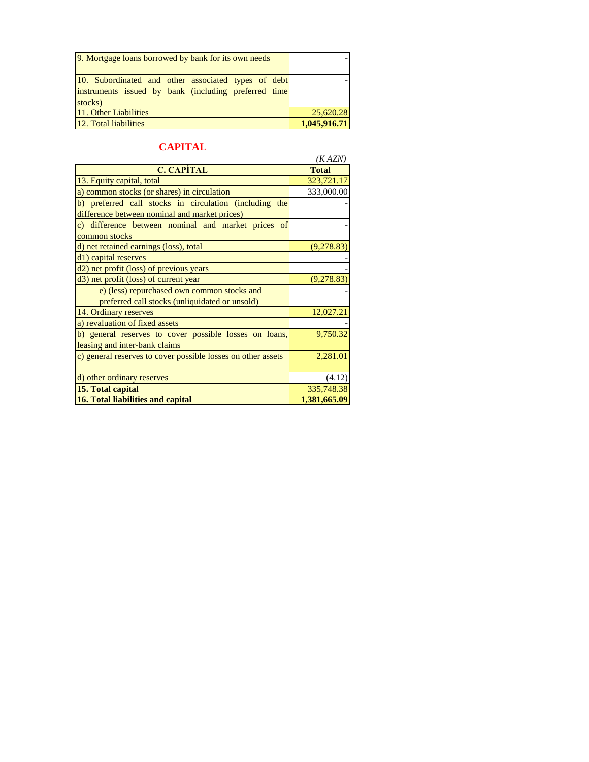| | |
|---|---|
| 9. Mortgage loans borrowed by bank for its own needs | - |
| 10. Subordinated and other associated types of debt instruments issued by bank (including preferred time stocks) | - |
| 11. Other Liabilities | 25,620.28 |
| 12. Total liabilities | **1,045,916.71** |

## CAPITAL

*(K AZN)*

| C. CAPİTAL | Total |
|---|---|
| 13. Equity capital, total | 323,721.17 |
| a) common stocks (or shares) in circulation | 333,000.00 |
| b) preferred call stocks in circulation (including the difference between nominal and market prices) | - |
| c) difference between nominal and market prices of common stocks | - |
| d) net retained earnings (loss), total | (9,278.83) |
| d1) capital reserves | - |
| d2) net profit (loss) of previous years | - |
| d3) net profit (loss) of current year | (9,278.83) |
| e) (less) repurchased own common stocks and preferred call stocks (unliquidated or unsold) | - |
| 14. Ordinary reserves | 12,027.21 |
| a) revaluation of fixed assets | - |
| b) general reserves to cover possible losses on loans, leasing and inter-bank claims | 9,750.32 |
| c) general reserves to cover possible losses on other assets | 2,281.01 |
| d) other ordinary reserves | (4.12) |
| **15. Total capital** | 335,748.38 |
| **16. Total liabilities and capital** | **1,381,665.09** |